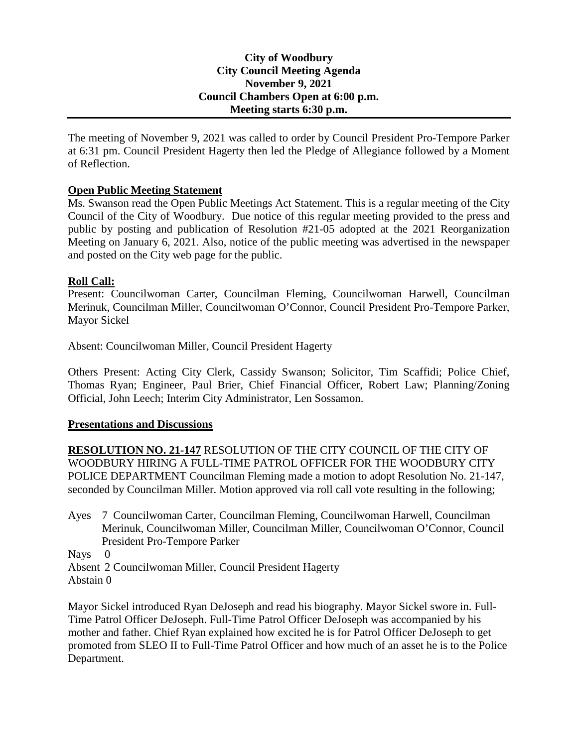**City of Woodbury**
**City Council Meeting Agenda**
**November 9, 2021**
**Council Chambers Open at 6:00 p.m.**
**Meeting starts 6:30 p.m.**

---

The meeting of November 9, 2021 was called to order by Council President Pro-Tempore Parker at 6:31 pm. Council President Hagerty then led the Pledge of Allegiance followed by a Moment of Reflection.

## Open Public Meeting Statement

Ms. Swanson read the Open Public Meetings Act Statement. This is a regular meeting of the City Council of the City of Woodbury. Due notice of this regular meeting provided to the press and public by posting and publication of Resolution #21-05 adopted at the 2021 Reorganization Meeting on January 6, 2021. Also, notice of the public meeting was advertised in the newspaper and posted on the City web page for the public.

## Roll Call:

Present: Councilwoman Carter, Councilman Fleming, Councilwoman Harwell, Councilman Merinuk, Councilman Miller, Councilwoman O'Connor, Council President Pro-Tempore Parker, Mayor Sickel

Absent: Councilwoman Miller, Council President Hagerty

Others Present: Acting City Clerk, Cassidy Swanson; Solicitor, Tim Scaffidi; Police Chief, Thomas Ryan; Engineer, Paul Brier, Chief Financial Officer, Robert Law; Planning/Zoning Official, John Leech; Interim City Administrator, Len Sossamon.

## Presentations and Discussions

**RESOLUTION NO. 21-147** RESOLUTION OF THE CITY COUNCIL OF THE CITY OF WOODBURY HIRING A FULL-TIME PATROL OFFICER FOR THE WOODBURY CITY POLICE DEPARTMENT Councilman Fleming made a motion to adopt Resolution No. 21-147, seconded by Councilman Miller. Motion approved via roll call vote resulting in the following;

Ayes 7 Councilwoman Carter, Councilman Fleming, Councilwoman Harwell, Councilman Merinuk, Councilwoman Miller, Councilman Miller, Councilwoman O'Connor, Council President Pro-Tempore Parker

Nays 0

Absent 2 Councilwoman Miller, Council President Hagerty

Abstain 0

Mayor Sickel introduced Ryan DeJoseph and read his biography. Mayor Sickel swore in. Full-Time Patrol Officer DeJoseph. Full-Time Patrol Officer DeJoseph was accompanied by his mother and father. Chief Ryan explained how excited he is for Patrol Officer DeJoseph to get promoted from SLEO II to Full-Time Patrol Officer and how much of an asset he is to the Police Department.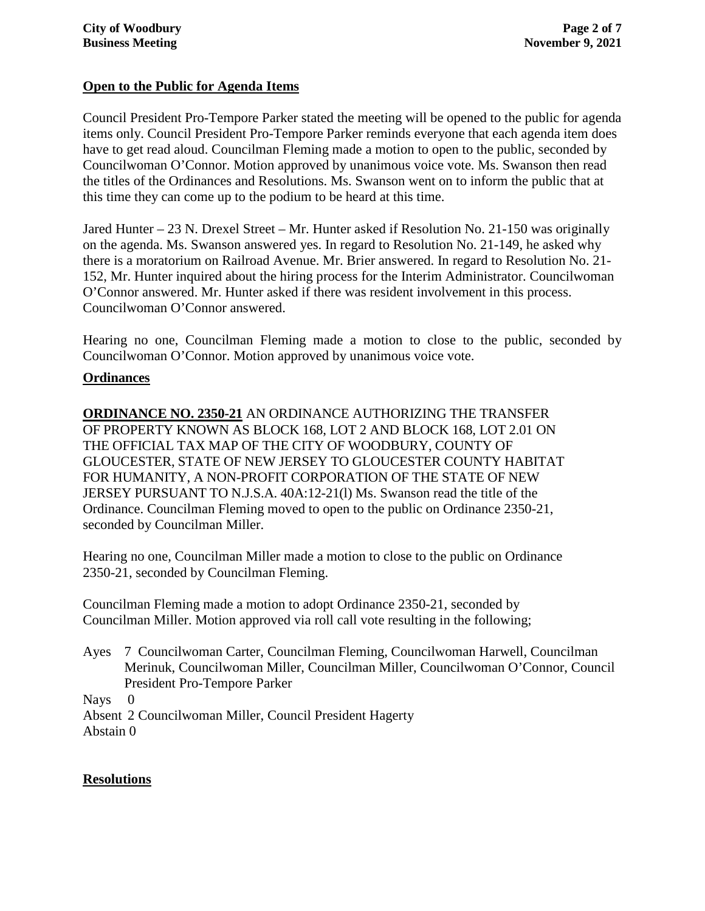## Open to the Public for Agenda Items

Council President Pro-Tempore Parker stated the meeting will be opened to the public for agenda items only. Council President Pro-Tempore Parker reminds everyone that each agenda item does have to get read aloud. Councilman Fleming made a motion to open to the public, seconded by Councilwoman O'Connor. Motion approved by unanimous voice vote. Ms. Swanson then read the titles of the Ordinances and Resolutions. Ms. Swanson went on to inform the public that at this time they can come up to the podium to be heard at this time.

Jared Hunter – 23 N. Drexel Street – Mr. Hunter asked if Resolution No. 21-150 was originally on the agenda. Ms. Swanson answered yes. In regard to Resolution No. 21-149, he asked why there is a moratorium on Railroad Avenue. Mr. Brier answered. In regard to Resolution No. 21-152, Mr. Hunter inquired about the hiring process for the Interim Administrator. Councilwoman O'Connor answered. Mr. Hunter asked if there was resident involvement in this process. Councilwoman O'Connor answered.

Hearing no one, Councilman Fleming made a motion to close to the public, seconded by Councilwoman O'Connor. Motion approved by unanimous voice vote.

## Ordinances

**ORDINANCE NO. 2350-21** AN ORDINANCE AUTHORIZING THE TRANSFER OF PROPERTY KNOWN AS BLOCK 168, LOT 2 AND BLOCK 168, LOT 2.01 ON THE OFFICIAL TAX MAP OF THE CITY OF WOODBURY, COUNTY OF GLOUCESTER, STATE OF NEW JERSEY TO GLOUCESTER COUNTY HABITAT FOR HUMANITY, A NON-PROFIT CORPORATION OF THE STATE OF NEW JERSEY PURSUANT TO N.J.S.A. 40A:12-21(l) Ms. Swanson read the title of the Ordinance. Councilman Fleming moved to open to the public on Ordinance 2350-21, seconded by Councilman Miller.

Hearing no one, Councilman Miller made a motion to close to the public on Ordinance 2350-21, seconded by Councilman Fleming.

Councilman Fleming made a motion to adopt Ordinance 2350-21, seconded by Councilman Miller. Motion approved via roll call vote resulting in the following;

Ayes 7 Councilwoman Carter, Councilman Fleming, Councilwoman Harwell, Councilman Merinuk, Councilwoman Miller, Councilman Miller, Councilwoman O'Connor, Council President Pro-Tempore Parker
Nays 0
Absent 2 Councilwoman Miller, Council President Hagerty
Abstain 0

## Resolutions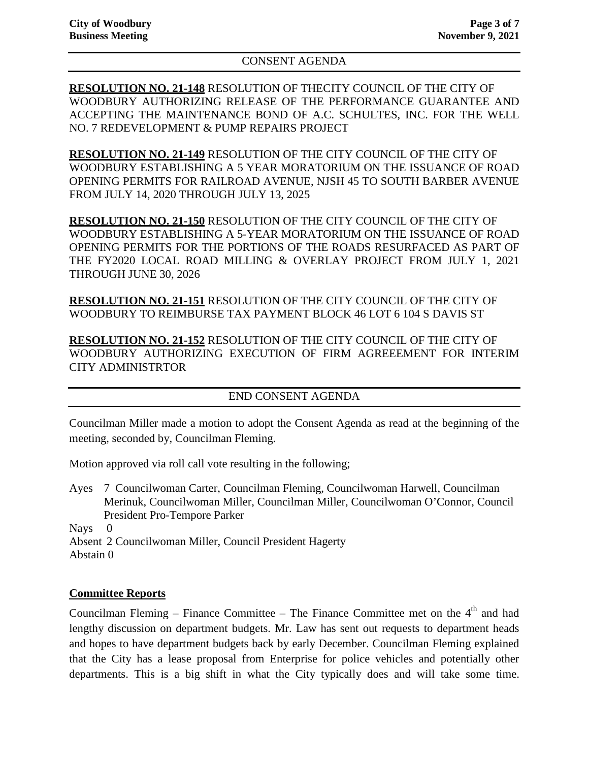CONSENT AGENDA

**RESOLUTION NO. 21-148** RESOLUTION OF THECITY COUNCIL OF THE CITY OF WOODBURY AUTHORIZING RELEASE OF THE PERFORMANCE GUARANTEE AND ACCEPTING THE MAINTENANCE BOND OF A.C. SCHULTES, INC. FOR THE WELL NO. 7 REDEVELOPMENT & PUMP REPAIRS PROJECT

**RESOLUTION NO. 21-149** RESOLUTION OF THE CITY COUNCIL OF THE CITY OF WOODBURY ESTABLISHING A 5 YEAR MORATORIUM ON THE ISSUANCE OF ROAD OPENING PERMITS FOR RAILROAD AVENUE, NJSH 45 TO SOUTH BARBER AVENUE FROM JULY 14, 2020 THROUGH JULY 13, 2025

**RESOLUTION NO. 21-150** RESOLUTION OF THE CITY COUNCIL OF THE CITY OF WOODBURY ESTABLISHING A 5-YEAR MORATORIUM ON THE ISSUANCE OF ROAD OPENING PERMITS FOR THE PORTIONS OF THE ROADS RESURFACED AS PART OF THE FY2020 LOCAL ROAD MILLING & OVERLAY PROJECT FROM JULY 1, 2021 THROUGH JUNE 30, 2026

**RESOLUTION NO. 21-151** RESOLUTION OF THE CITY COUNCIL OF THE CITY OF WOODBURY TO REIMBURSE TAX PAYMENT BLOCK 46 LOT 6 104 S DAVIS ST

**RESOLUTION NO. 21-152** RESOLUTION OF THE CITY COUNCIL OF THE CITY OF WOODBURY AUTHORIZING EXECUTION OF FIRM AGREEEMENT FOR INTERIM CITY ADMINISTRTOR

END CONSENT AGENDA

Councilman Miller made a motion to adopt the Consent Agenda as read at the beginning of the meeting, seconded by, Councilman Fleming.

Motion approved via roll call vote resulting in the following;

Ayes 7 Councilwoman Carter, Councilman Fleming, Councilwoman Harwell, Councilman Merinuk, Councilwoman Miller, Councilman Miller, Councilwoman O'Connor, Council President Pro-Tempore Parker
Nays 0
Absent 2 Councilwoman Miller, Council President Hagerty
Abstain 0

**Committee Reports**

Councilman Fleming – Finance Committee – The Finance Committee met on the 4th and had lengthy discussion on department budgets. Mr. Law has sent out requests to department heads and hopes to have department budgets back by early December. Councilman Fleming explained that the City has a lease proposal from Enterprise for police vehicles and potentially other departments. This is a big shift in what the City typically does and will take some time.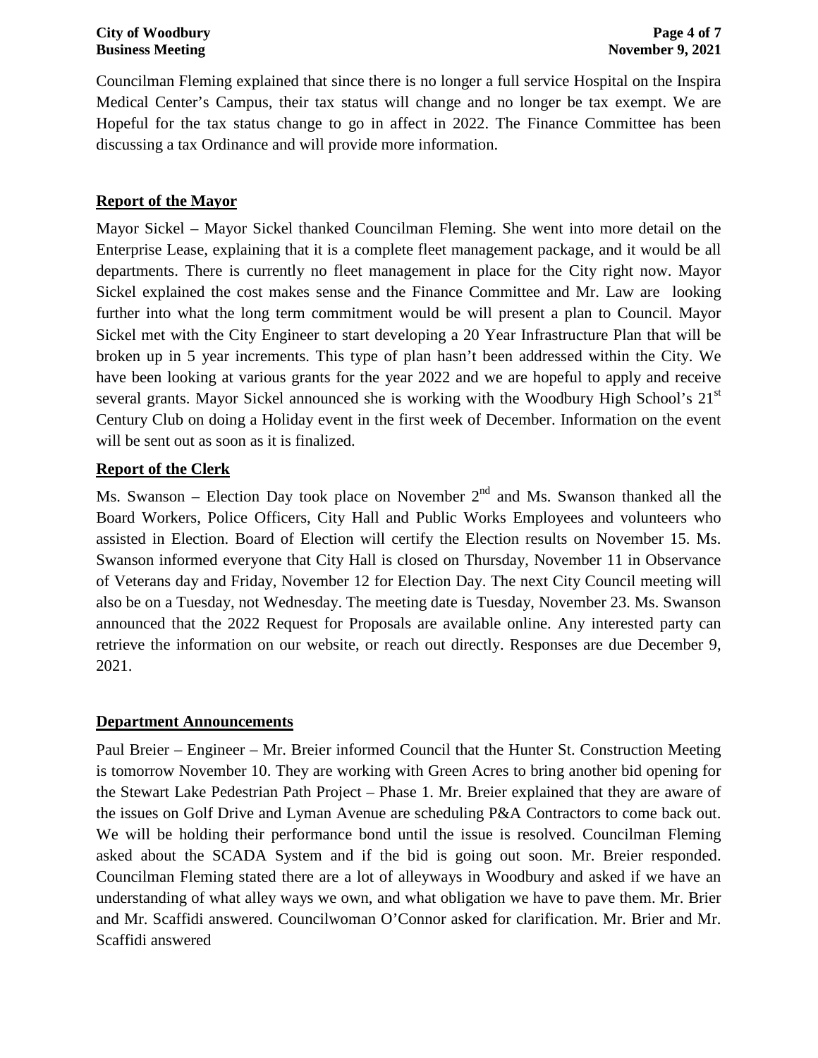Councilman Fleming explained that since there is no longer a full service Hospital on the Inspira Medical Center's Campus, their tax status will change and no longer be tax exempt. We are Hopeful for the tax status change to go in affect in 2022. The Finance Committee has been discussing a tax Ordinance and will provide more information.

## Report of the Mayor

Mayor Sickel – Mayor Sickel thanked Councilman Fleming. She went into more detail on the Enterprise Lease, explaining that it is a complete fleet management package, and it would be all departments. There is currently no fleet management in place for the City right now. Mayor Sickel explained the cost makes sense and the Finance Committee and Mr. Law are looking further into what the long term commitment would be will present a plan to Council. Mayor Sickel met with the City Engineer to start developing a 20 Year Infrastructure Plan that will be broken up in 5 year increments. This type of plan hasn't been addressed within the City. We have been looking at various grants for the year 2022 and we are hopeful to apply and receive several grants. Mayor Sickel announced she is working with the Woodbury High School's 21st Century Club on doing a Holiday event in the first week of December. Information on the event will be sent out as soon as it is finalized.

## Report of the Clerk

Ms. Swanson – Election Day took place on November 2nd and Ms. Swanson thanked all the Board Workers, Police Officers, City Hall and Public Works Employees and volunteers who assisted in Election. Board of Election will certify the Election results on November 15. Ms. Swanson informed everyone that City Hall is closed on Thursday, November 11 in Observance of Veterans day and Friday, November 12 for Election Day. The next City Council meeting will also be on a Tuesday, not Wednesday. The meeting date is Tuesday, November 23. Ms. Swanson announced that the 2022 Request for Proposals are available online. Any interested party can retrieve the information on our website, or reach out directly. Responses are due December 9, 2021.

## Department Announcements

Paul Breier – Engineer – Mr. Breier informed Council that the Hunter St. Construction Meeting is tomorrow November 10. They are working with Green Acres to bring another bid opening for the Stewart Lake Pedestrian Path Project – Phase 1. Mr. Breier explained that they are aware of the issues on Golf Drive and Lyman Avenue are scheduling P&A Contractors to come back out. We will be holding their performance bond until the issue is resolved. Councilman Fleming asked about the SCADA System and if the bid is going out soon. Mr. Breier responded. Councilman Fleming stated there are a lot of alleyways in Woodbury and asked if we have an understanding of what alley ways we own, and what obligation we have to pave them. Mr. Brier and Mr. Scaffidi answered. Councilwoman O'Connor asked for clarification. Mr. Brier and Mr. Scaffidi answered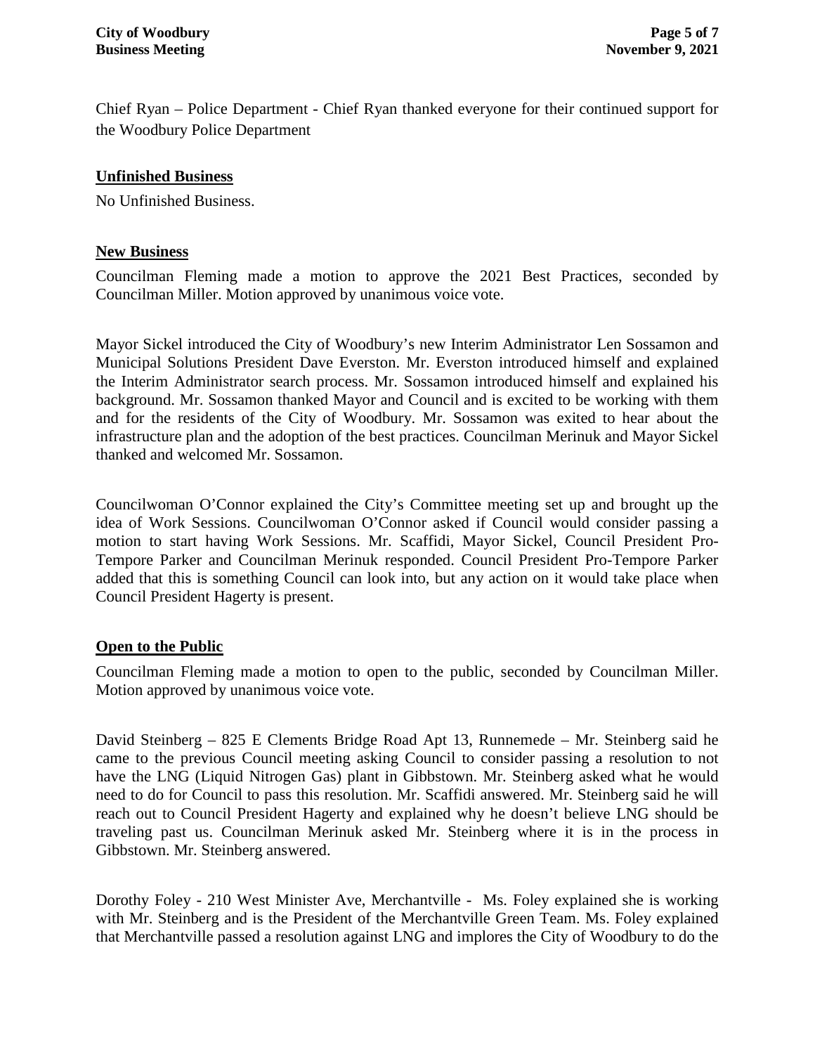Chief Ryan – Police Department - Chief Ryan thanked everyone for their continued support for the Woodbury Police Department

## Unfinished Business

No Unfinished Business.

## New Business

Councilman Fleming made a motion to approve the 2021 Best Practices, seconded by Councilman Miller. Motion approved by unanimous voice vote.

Mayor Sickel introduced the City of Woodbury's new Interim Administrator Len Sossamon and Municipal Solutions President Dave Everston. Mr. Everston introduced himself and explained the Interim Administrator search process. Mr. Sossamon introduced himself and explained his background. Mr. Sossamon thanked Mayor and Council and is excited to be working with them and for the residents of the City of Woodbury. Mr. Sossamon was exited to hear about the infrastructure plan and the adoption of the best practices. Councilman Merinuk and Mayor Sickel thanked and welcomed Mr. Sossamon.

Councilwoman O'Connor explained the City's Committee meeting set up and brought up the idea of Work Sessions. Councilwoman O'Connor asked if Council would consider passing a motion to start having Work Sessions. Mr. Scaffidi, Mayor Sickel, Council President Pro-Tempore Parker and Councilman Merinuk responded. Council President Pro-Tempore Parker added that this is something Council can look into, but any action on it would take place when Council President Hagerty is present.

## Open to the Public

Councilman Fleming made a motion to open to the public, seconded by Councilman Miller. Motion approved by unanimous voice vote.

David Steinberg – 825 E Clements Bridge Road Apt 13, Runnemede – Mr. Steinberg said he came to the previous Council meeting asking Council to consider passing a resolution to not have the LNG (Liquid Nitrogen Gas) plant in Gibbstown. Mr. Steinberg asked what he would need to do for Council to pass this resolution. Mr. Scaffidi answered. Mr. Steinberg said he will reach out to Council President Hagerty and explained why he doesn't believe LNG should be traveling past us. Councilman Merinuk asked Mr. Steinberg where it is in the process in Gibbstown. Mr. Steinberg answered.

Dorothy Foley - 210 West Minister Ave, Merchantville - Ms. Foley explained she is working with Mr. Steinberg and is the President of the Merchantville Green Team. Ms. Foley explained that Merchantville passed a resolution against LNG and implores the City of Woodbury to do the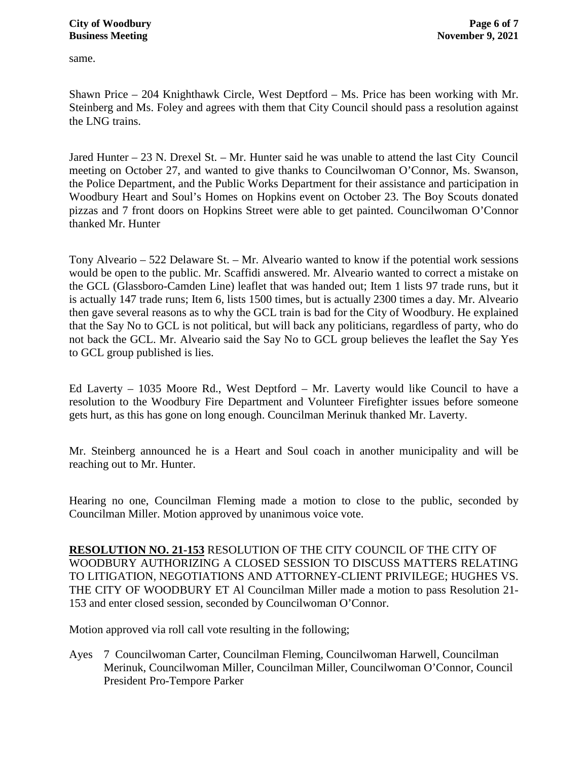same.

Shawn Price – 204 Knighthawk Circle, West Deptford – Ms. Price has been working with Mr. Steinberg and Ms. Foley and agrees with them that City Council should pass a resolution against the LNG trains.

Jared Hunter – 23 N. Drexel St. – Mr. Hunter said he was unable to attend the last City Council meeting on October 27, and wanted to give thanks to Councilwoman O'Connor, Ms. Swanson, the Police Department, and the Public Works Department for their assistance and participation in Woodbury Heart and Soul's Homes on Hopkins event on October 23. The Boy Scouts donated pizzas and 7 front doors on Hopkins Street were able to get painted. Councilwoman O'Connor thanked Mr. Hunter

Tony Alveario – 522 Delaware St. – Mr. Alveario wanted to know if the potential work sessions would be open to the public. Mr. Scaffidi answered. Mr. Alveario wanted to correct a mistake on the GCL (Glassboro-Camden Line) leaflet that was handed out; Item 1 lists 97 trade runs, but it is actually 147 trade runs; Item 6, lists 1500 times, but is actually 2300 times a day. Mr. Alveario then gave several reasons as to why the GCL train is bad for the City of Woodbury. He explained that the Say No to GCL is not political, but will back any politicians, regardless of party, who do not back the GCL. Mr. Alveario said the Say No to GCL group believes the leaflet the Say Yes to GCL group published is lies.

Ed Laverty – 1035 Moore Rd., West Deptford – Mr. Laverty would like Council to have a resolution to the Woodbury Fire Department and Volunteer Firefighter issues before someone gets hurt, as this has gone on long enough. Councilman Merinuk thanked Mr. Laverty.

Mr. Steinberg announced he is a Heart and Soul coach in another municipality and will be reaching out to Mr. Hunter.

Hearing no one, Councilman Fleming made a motion to close to the public, seconded by Councilman Miller. Motion approved by unanimous voice vote.

**RESOLUTION NO. 21-153** RESOLUTION OF THE CITY COUNCIL OF THE CITY OF WOODBURY AUTHORIZING A CLOSED SESSION TO DISCUSS MATTERS RELATING TO LITIGATION, NEGOTIATIONS AND ATTORNEY-CLIENT PRIVILEGE; HUGHES VS. THE CITY OF WOODBURY ET Al Councilman Miller made a motion to pass Resolution 21-153 and enter closed session, seconded by Councilwoman O'Connor.

Motion approved via roll call vote resulting in the following;

Ayes 7 Councilwoman Carter, Councilman Fleming, Councilwoman Harwell, Councilman Merinuk, Councilwoman Miller, Councilman Miller, Councilwoman O'Connor, Council President Pro-Tempore Parker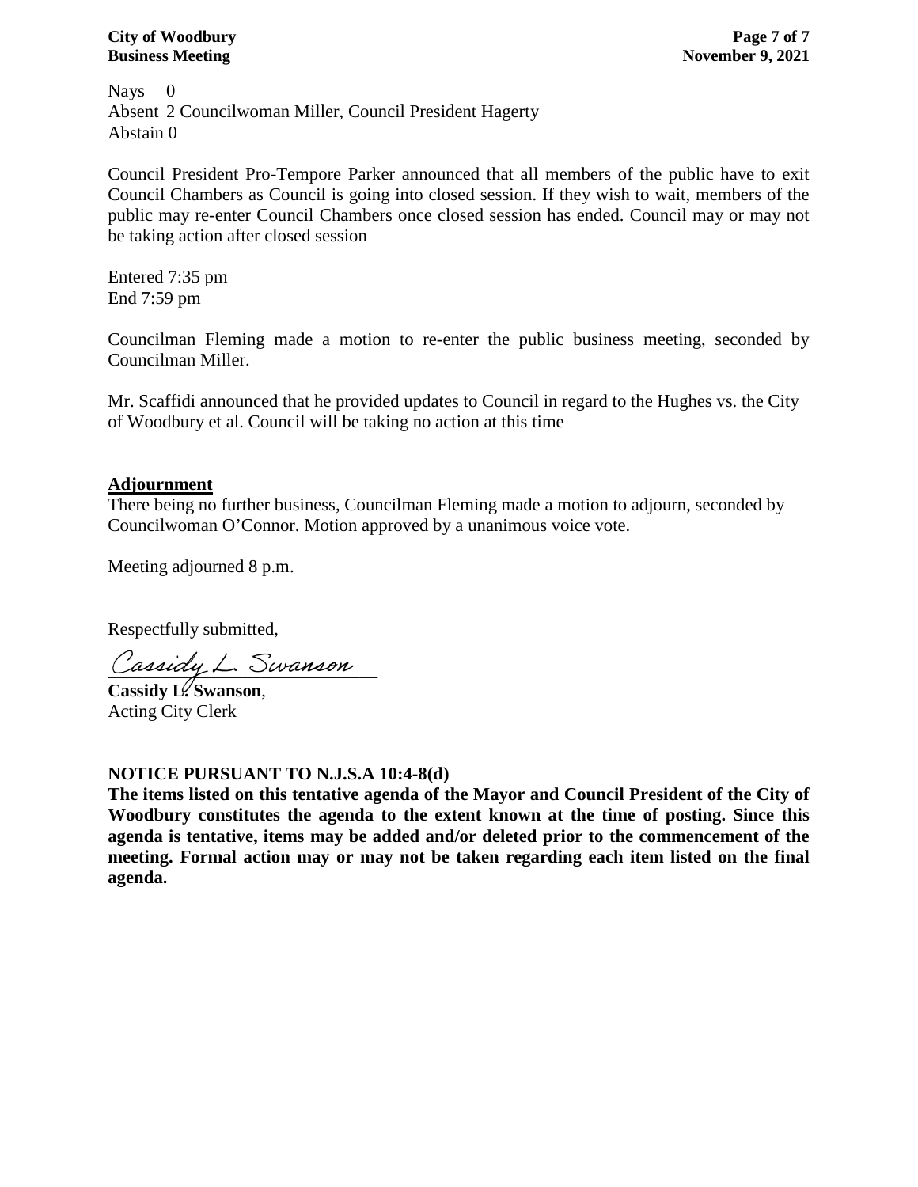Nays 0
Absent 2 Councilwoman Miller, Council President Hagerty
Abstain 0

Council President Pro-Tempore Parker announced that all members of the public have to exit Council Chambers as Council is going into closed session. If they wish to wait, members of the public may re-enter Council Chambers once closed session has ended. Council may or may not be taking action after closed session

Entered 7:35 pm
End 7:59 pm

Councilman Fleming made a motion to re-enter the public business meeting, seconded by Councilman Miller.

Mr. Scaffidi announced that he provided updates to Council in regard to the Hughes vs. the City of Woodbury et al. Council will be taking no action at this time

## Adjournment

There being no further business, Councilman Fleming made a motion to adjourn, seconded by Councilwoman O'Connor. Motion approved by a unanimous voice vote.

Meeting adjourned 8 p.m.

Respectfully submitted,

Cassidy L. Swanson

**Cassidy L. Swanson**,
Acting City Clerk

**NOTICE PURSUANT TO N.J.S.A 10:4-8(d)**
**The items listed on this tentative agenda of the Mayor and Council President of the City of Woodbury constitutes the agenda to the extent known at the time of posting. Since this agenda is tentative, items may be added and/or deleted prior to the commencement of the meeting. Formal action may or may not be taken regarding each item listed on the final agenda.**